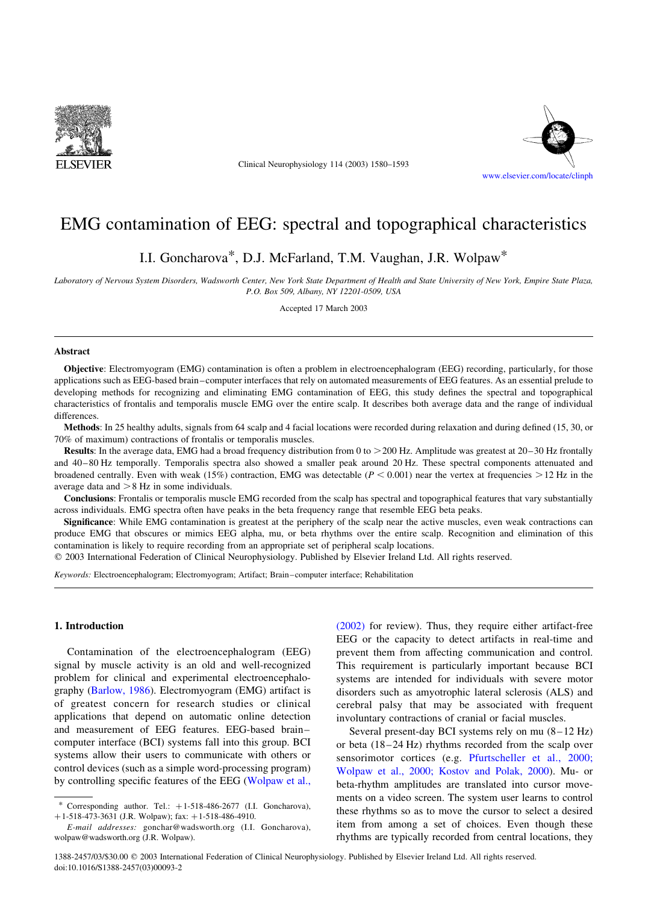# EMG contamination of EEG: spectral and topographical characteristics

I.I. Goncharova*, D.J. McFarland, T.M. Vaughan, J.R. Wolpaw*

*Laboratory of Nervous System Disorders, Wadsworth Center, New York State Department of Health and State University of New York, Empire State Plaza, P.O. Box 509, Albany, NY 12201-0509, USA*

Accepted 17 March 2003

## Abstract

**Objective**: Electromyogram (EMG) contamination is often a problem in electroencephalogram (EEG) recording, particularly, for those applications such as EEG-based brain–computer interfaces that rely on automated measurements of EEG features. As an essential prelude to developing methods for recognizing and eliminating EMG contamination of EEG, this study defines the spectral and topographical characteristics of frontalis and temporalis muscle EMG over the entire scalp. It describes both average data and the range of individual differences.

**Methods**: In 25 healthy adults, signals from 64 scalp and 4 facial locations were recorded during relaxation and during defined (15, 30, or 70% of maximum) contractions of frontalis or temporalis muscles.

**Results**: In the average data, EMG had a broad frequency distribution from 0 to >200 Hz. Amplitude was greatest at 20–30 Hz frontally and 40–80 Hz temporally. Temporalis spectra also showed a smaller peak around 20 Hz. These spectral components attenuated and broadened centrally. Even with weak (15%) contraction, EMG was detectable ($P < 0.001$) near the vertex at frequencies >12 Hz in the average data and >8 Hz in some individuals.

**Conclusions**: Frontalis or temporalis muscle EMG recorded from the scalp has spectral and topographical features that vary substantially across individuals. EMG spectra often have peaks in the beta frequency range that resemble EEG beta peaks.

**Significance**: While EMG contamination is greatest at the periphery of the scalp near the active muscles, even weak contractions can produce EMG that obscures or mimics EEG alpha, mu, or beta rhythms over the entire scalp. Recognition and elimination of this contamination is likely to require recording from an appropriate set of peripheral scalp locations.

© 2003 International Federation of Clinical Neurophysiology. Published by Elsevier Ireland Ltd. All rights reserved.

*Keywords:* Electroencephalogram; Electromyogram; Artifact; Brain–computer interface; Rehabilitation

## 1. Introduction

Contamination of the electroencephalogram (EEG) signal by muscle activity is an old and well-recognized problem for clinical and experimental electroencephalography (Barlow, 1986). Electromyogram (EMG) artifact is of greatest concern for research studies or clinical applications that depend on automatic online detection and measurement of EEG features. EEG-based brain–computer interface (BCI) systems fall into this group. BCI systems allow their users to communicate with others or control devices (such as a simple word-processing program) by controlling specific features of the EEG (Wolpaw et al., (2002) for review). Thus, they require either artifact-free EEG or the capacity to detect artifacts in real-time and prevent them from affecting communication and control. This requirement is particularly important because BCI systems are intended for individuals with severe motor disorders such as amyotrophic lateral sclerosis (ALS) and cerebral palsy that may be associated with frequent involuntary contractions of cranial or facial muscles.

Several present-day BCI systems rely on mu (8–12 Hz) or beta (18–24 Hz) rhythms recorded from the scalp over sensorimotor cortices (e.g. Pfurtscheller et al., 2000; Wolpaw et al., 2000; Kostov and Polak, 2000). Mu- or beta-rhythm amplitudes are translated into cursor movements on a video screen. The system user learns to control these rhythms so as to move the cursor to select a desired item from among a set of choices. Even though these rhythms are typically recorded from central locations, they

* Corresponding author. Tel.: +1-518-486-2677 (I.I. Goncharova), +1-518-473-3631 (J.R. Wolpaw); fax: +1-518-486-4910.

*E-mail addresses:* gonchar@wadsworth.org (I.I. Goncharova), wolpaw@wadsworth.org (J.R. Wolpaw).

1388-2457/03/$30.00 © 2003 International Federation of Clinical Neurophysiology. Published by Elsevier Ireland Ltd. All rights reserved.
doi:10.1016/S1388-2457(03)00093-2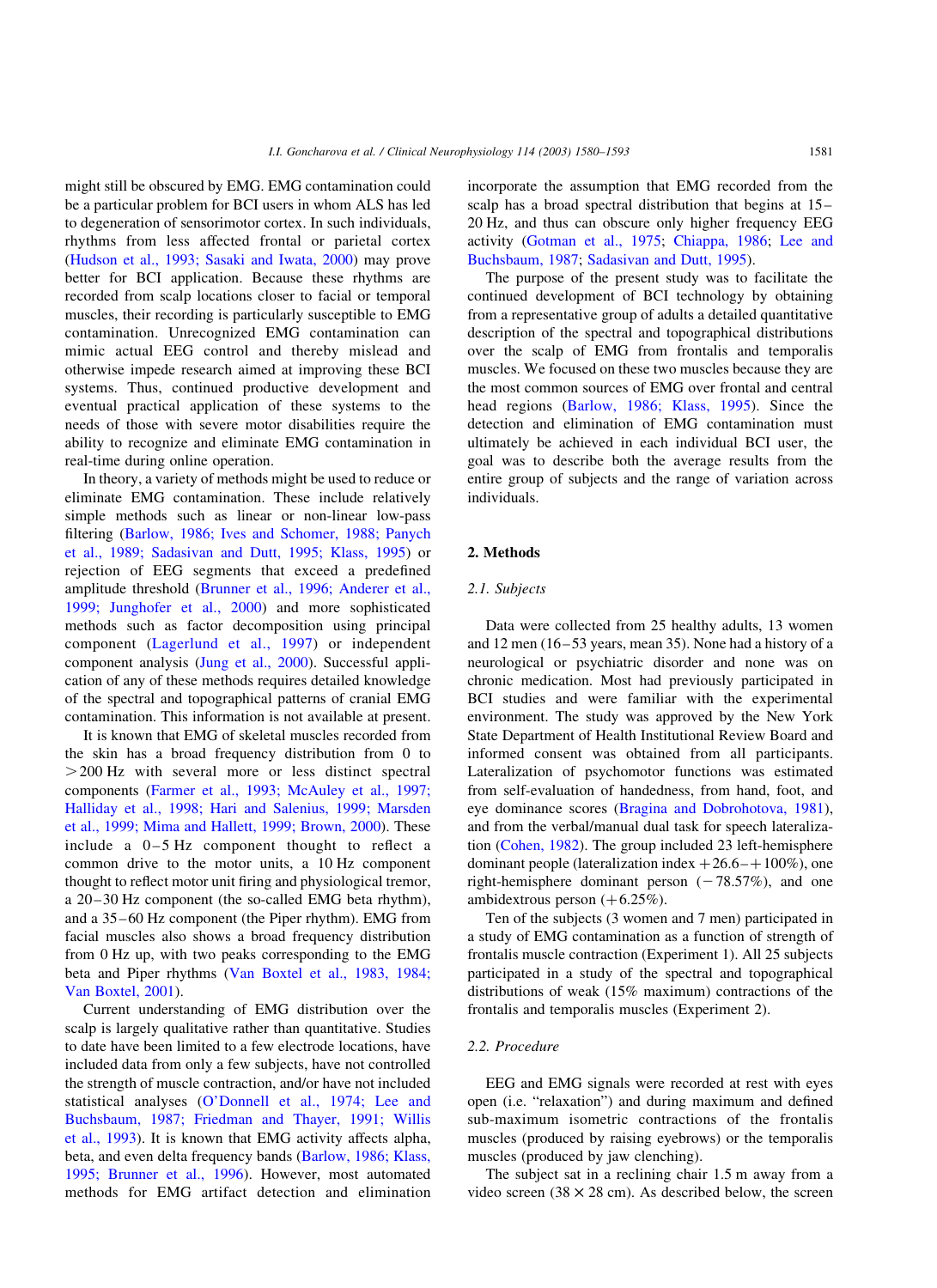might still be obscured by EMG. EMG contamination could be a particular problem for BCI users in whom ALS has led to degeneration of sensorimotor cortex. In such individuals, rhythms from less affected frontal or parietal cortex (Hudson et al., 1993; Sasaki and Iwata, 2000) may prove better for BCI application. Because these rhythms are recorded from scalp locations closer to facial or temporal muscles, their recording is particularly susceptible to EMG contamination. Unrecognized EMG contamination can mimic actual EEG control and thereby mislead and otherwise impede research aimed at improving these BCI systems. Thus, continued productive development and eventual practical application of these systems to the needs of those with severe motor disabilities require the ability to recognize and eliminate EMG contamination in real-time during online operation.

In theory, a variety of methods might be used to reduce or eliminate EMG contamination. These include relatively simple methods such as linear or non-linear low-pass filtering (Barlow, 1986; Ives and Schomer, 1988; Panych et al., 1989; Sadasivan and Dutt, 1995; Klass, 1995) or rejection of EEG segments that exceed a predefined amplitude threshold (Brunner et al., 1996; Anderer et al., 1999; Junghofer et al., 2000) and more sophisticated methods such as factor decomposition using principal component (Lagerlund et al., 1997) or independent component analysis (Jung et al., 2000). Successful application of any of these methods requires detailed knowledge of the spectral and topographical patterns of cranial EMG contamination. This information is not available at present.

It is known that EMG of skeletal muscles recorded from the skin has a broad frequency distribution from 0 to >200 Hz with several more or less distinct spectral components (Farmer et al., 1993; McAuley et al., 1997; Halliday et al., 1998; Hari and Salenius, 1999; Marsden et al., 1999; Mima and Hallett, 1999; Brown, 2000). These include a 0–5 Hz component thought to reflect a common drive to the motor units, a 10 Hz component thought to reflect motor unit firing and physiological tremor, a 20–30 Hz component (the so-called EMG beta rhythm), and a 35–60 Hz component (the Piper rhythm). EMG from facial muscles also shows a broad frequency distribution from 0 Hz up, with two peaks corresponding to the EMG beta and Piper rhythms (Van Boxtel et al., 1983, 1984; Van Boxtel, 2001).

Current understanding of EMG distribution over the scalp is largely qualitative rather than quantitative. Studies to date have been limited to a few electrode locations, have included data from only a few subjects, have not controlled the strength of muscle contraction, and/or have not included statistical analyses (O'Donnell et al., 1974; Lee and Buchsbaum, 1987; Friedman and Thayer, 1991; Willis et al., 1993). It is known that EMG activity affects alpha, beta, and even delta frequency bands (Barlow, 1986; Klass, 1995; Brunner et al., 1996). However, most automated methods for EMG artifact detection and elimination incorporate the assumption that EMG recorded from the scalp has a broad spectral distribution that begins at 15–20 Hz, and thus can obscure only higher frequency EEG activity (Gotman et al., 1975; Chiappa, 1986; Lee and Buchsbaum, 1987; Sadasivan and Dutt, 1995).

The purpose of the present study was to facilitate the continued development of BCI technology by obtaining from a representative group of adults a detailed quantitative description of the spectral and topographical distributions over the scalp of EMG from frontalis and temporalis muscles. We focused on these two muscles because they are the most common sources of EMG over frontal and central head regions (Barlow, 1986; Klass, 1995). Since the detection and elimination of EMG contamination must ultimately be achieved in each individual BCI user, the goal was to describe both the average results from the entire group of subjects and the range of variation across individuals.

## 2. Methods

### 2.1. Subjects

Data were collected from 25 healthy adults, 13 women and 12 men (16–53 years, mean 35). None had a history of a neurological or psychiatric disorder and none was on chronic medication. Most had previously participated in BCI studies and were familiar with the experimental environment. The study was approved by the New York State Department of Health Institutional Review Board and informed consent was obtained from all participants. Lateralization of psychomotor functions was estimated from self-evaluation of handedness, from hand, foot, and eye dominance scores (Bragina and Dobrohotova, 1981), and from the verbal/manual dual task for speech lateralization (Cohen, 1982). The group included 23 left-hemisphere dominant people (lateralization index +26.6–+100%), one right-hemisphere dominant person (−78.57%), and one ambidextrous person (+6.25%).

Ten of the subjects (3 women and 7 men) participated in a study of EMG contamination as a function of strength of frontalis muscle contraction (Experiment 1). All 25 subjects participated in a study of the spectral and topographical distributions of weak (15% maximum) contractions of the frontalis and temporalis muscles (Experiment 2).

### 2.2. Procedure

EEG and EMG signals were recorded at rest with eyes open (i.e. "relaxation") and during maximum and defined sub-maximum isometric contractions of the frontalis muscles (produced by raising eyebrows) or the temporalis muscles (produced by jaw clenching).

The subject sat in a reclining chair 1.5 m away from a video screen (38 × 28 cm). As described below, the screen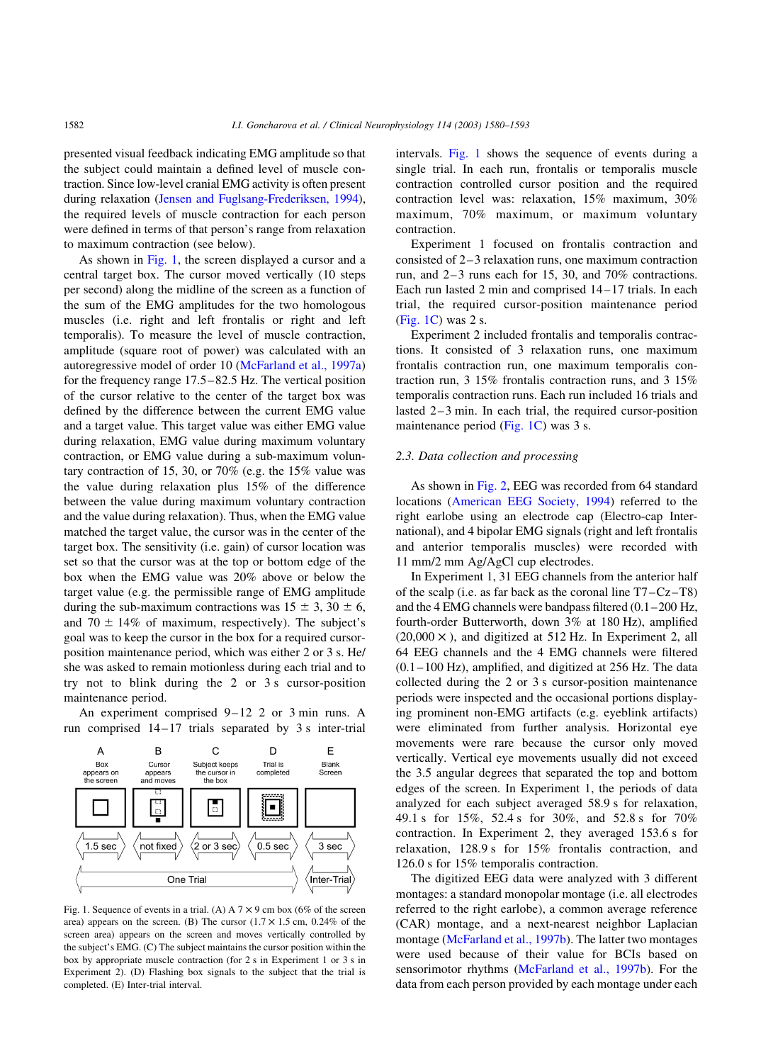presented visual feedback indicating EMG amplitude so that the subject could maintain a defined level of muscle contraction. Since low-level cranial EMG activity is often present during relaxation (Jensen and Fuglsang-Frederiksen, 1994), the required levels of muscle contraction for each person were defined in terms of that person's range from relaxation to maximum contraction (see below).

As shown in Fig. 1, the screen displayed a cursor and a central target box. The cursor moved vertically (10 steps per second) along the midline of the screen as a function of the sum of the EMG amplitudes for the two homologous muscles (i.e. right and left frontalis or right and left temporalis). To measure the level of muscle contraction, amplitude (square root of power) was calculated with an autoregressive model of order 10 (McFarland et al., 1997a) for the frequency range 17.5–28.5 Hz. The vertical position of the cursor relative to the center of the target box was defined by the difference between the current EMG value and a target value. This target value was either EMG value during relaxation, EMG value during maximum voluntary contraction, or EMG value during a sub-maximum voluntary contraction of 15, 30, or 70% (e.g. the 15% value was the value during relaxation plus 15% of the difference between the value during maximum voluntary contraction and the value during relaxation). Thus, when the EMG value matched the target value, the cursor was in the center of the target box. The sensitivity (i.e. gain) of cursor location was set so that the cursor was at the top or bottom edge of the box when the EMG value was 20% above or below the target value (e.g. the permissible range of EMG amplitude during the sub-maximum contractions was 15 ± 3, 30 ± 6, and 70 ± 14% of maximum, respectively). The subject's goal was to keep the cursor in the box for a required cursor-position maintenance period, which was either 2 or 3 s. He/she was asked to remain motionless during each trial and to try not to blink during the 2 or 3 s cursor-position maintenance period.

An experiment comprised 9–12 2 or 3 min runs. A run comprised 14–17 trials separated by 3 s inter-trial intervals. Fig. 1 shows the sequence of events during a single trial. In each run, frontalis or temporalis muscle contraction controlled cursor position and the required contraction level was: relaxation, 15% maximum, 30% maximum, 70% maximum, or maximum voluntary contraction.

Fig. 1. Sequence of events in a trial. (A) A 7 × 9 cm box (6% of the screen area) appears on the screen. (B) The cursor (1.7 × 1.5 cm, 0.24% of the screen area) appears on the screen and moves vertically controlled by the subject's EMG. (C) The subject maintains the cursor position within the box by appropriate muscle contraction (for 2 s in Experiment 1 or 3 s in Experiment 2). (D) Flashing box signals to the subject that the trial is completed. (E) Inter-trial interval.

Experiment 1 focused on frontalis contraction and consisted of 2–3 relaxation runs, one maximum contraction run, and 2–3 runs each for 15, 30, and 70% contractions. Each run lasted 2 min and comprised 14–17 trials. In each trial, the required cursor-position maintenance period (Fig. 1C) was 2 s.

Experiment 2 included frontalis and temporalis contractions. It consisted of 3 relaxation runs, one maximum frontalis contraction run, one maximum temporalis contraction run, 3 15% frontalis contraction runs, and 3 15% temporalis contraction runs. Each run included 16 trials and lasted 2–3 min. In each trial, the required cursor-position maintenance period (Fig. 1C) was 3 s.

### 2.3. Data collection and processing

As shown in Fig. 2, EEG was recorded from 64 standard locations (American EEG Society, 1994) referred to the right earlobe using an electrode cap (Electro-cap International), and 4 bipolar EMG signals (right and left frontalis and anterior temporalis muscles) were recorded with 11 mm/2 mm Ag/AgCl cup electrodes.

In Experiment 1, 31 EEG channels from the anterior half of the scalp (i.e. as far back as the coronal line T7–Cz–T8) and the 4 EMG channels were bandpass filtered (0.1–200 Hz, fourth-order Butterworth, down 3% at 180 Hz), amplified (20,000 ×), and digitized at 512 Hz. In Experiment 2, all 64 EEG channels and the 4 EMG channels were filtered (0.1–100 Hz), amplified, and digitized at 256 Hz. The data collected during the 2 or 3 s cursor-position maintenance periods were inspected and the occasional portions displaying prominent non-EMG artifacts (e.g. eyeblink artifacts) were eliminated from further analysis. Horizontal eye movements were rare because the cursor only moved vertically. Vertical eye movements usually did not exceed the 3.5 angular degrees that separated the top and bottom edges of the screen. In Experiment 1, the periods of data analyzed for each subject averaged 58.9 s for relaxation, 49.1 s for 15%, 52.4 s for 30%, and 52.8 s for 70% contraction. In Experiment 2, they averaged 153.6 s for relaxation, 128.9 s for 15% frontalis contraction, and 126.0 s for 15% temporalis contraction.

The digitized EEG data were analyzed with 3 different montages: a standard monopolar montage (i.e. all electrodes referred to the right earlobe), a common average reference (CAR) montage, and a next-nearest neighbor Laplacian montage (McFarland et al., 1997b). The latter two montages were used because of their value for BCIs based on sensorimotor rhythms (McFarland et al., 1997b). For the data from each person provided by each montage under each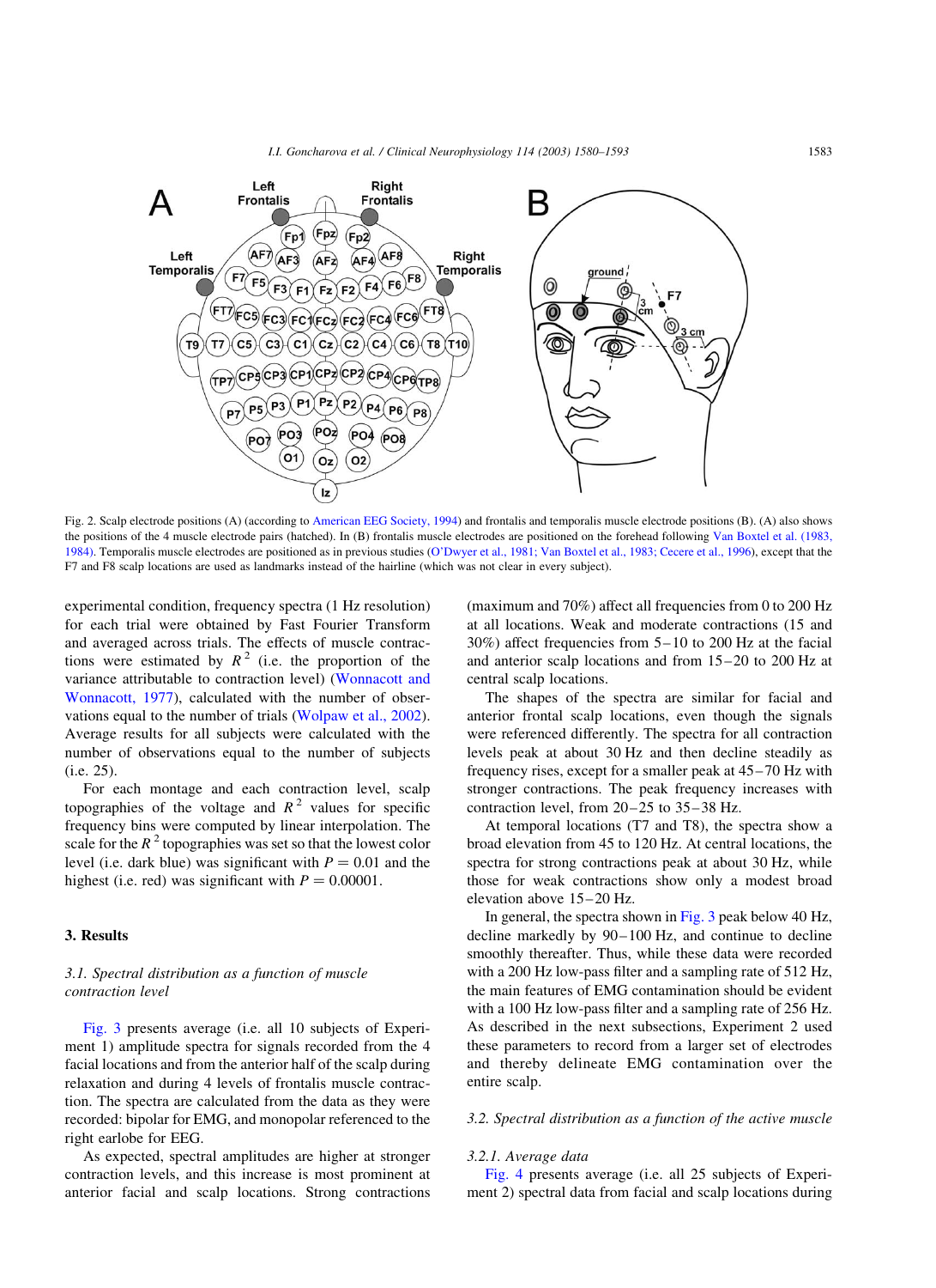Fig. 2. Scalp electrode positions (A) (according to American EEG Society, 1994) and frontalis and temporalis muscle electrode positions (B). (A) also shows the positions of the 4 muscle electrode pairs (hatched). In (B) frontalis muscle electrodes are positioned on the forehead following Van Boxtel et al. (1983, 1984). Temporalis muscle electrodes are positioned as in previous studies (O'Dwyer et al., 1981; Van Boxtel et al., 1983; Cecere et al., 1996), except that the F7 and F8 scalp locations are used as landmarks instead of the hairline (which was not clear in every subject).

experimental condition, frequency spectra (1 Hz resolution) for each trial were obtained by Fast Fourier Transform and averaged across trials. The effects of muscle contractions were estimated by $R^2$ (i.e. the proportion of the variance attributable to contraction level) (Wonnacott and Wonnacott, 1977), calculated with the number of observations equal to the number of trials (Wolpaw et al., 2002). Average results for all subjects were calculated with the number of observations equal to the number of subjects (i.e. 25).

For each montage and each contraction level, scalp topographies of the voltage and $R^2$ values for specific frequency bins were computed by linear interpolation. The scale for the $R^2$ topographies was set so that the lowest color level (i.e. dark blue) was significant with $P = 0.01$ and the highest (i.e. red) was significant with $P = 0.00001$.

## 3. Results

### *3.1. Spectral distribution as a function of muscle contraction level*

Fig. 3 presents average (i.e. all 10 subjects of Experiment 1) amplitude spectra for signals recorded from the 4 facial locations and from the anterior half of the scalp during relaxation and during 4 levels of frontalis muscle contraction. The spectra are calculated from the data as they were recorded: bipolar for EMG, and monopolar referenced to the right earlobe for EEG.

As expected, spectral amplitudes are higher at stronger contraction levels, and this increase is most prominent at anterior facial and scalp locations. Strong contractions (maximum and 70%) affect all frequencies from 0 to 200 Hz at all locations. Weak and moderate contractions (15 and 30%) affect frequencies from 5–10 to 200 Hz at the facial and anterior scalp locations and from 15–20 to 200 Hz at central scalp locations.

The shapes of the spectra are similar for facial and anterior frontal scalp locations, even though the signals were referenced differently. The spectra for all contraction levels peak at about 30 Hz and then decline steadily as frequency rises, except for a smaller peak at 45–70 Hz with stronger contractions. The peak frequency increases with contraction level, from 20–25 to 35–38 Hz.

At temporal locations (T7 and T8), the spectra show a broad elevation from 45 to 120 Hz. At central locations, the spectra for strong contractions peak at about 30 Hz, while those for weak contractions show only a modest broad elevation above 15–20 Hz.

In general, the spectra shown in Fig. 3 peak below 40 Hz, decline markedly by 90–100 Hz, and continue to decline smoothly thereafter. Thus, while these data were recorded with a 200 Hz low-pass filter and a sampling rate of 512 Hz, the main features of EMG contamination should be evident with a 100 Hz low-pass filter and a sampling rate of 256 Hz. As described in the next subsections, Experiment 2 used these parameters to record from a larger set of electrodes and thereby delineate EMG contamination over the entire scalp.

### *3.2. Spectral distribution as a function of the active muscle*

#### *3.2.1. Average data*

Fig. 4 presents average (i.e. all 25 subjects of Experiment 2) spectral data from facial and scalp locations during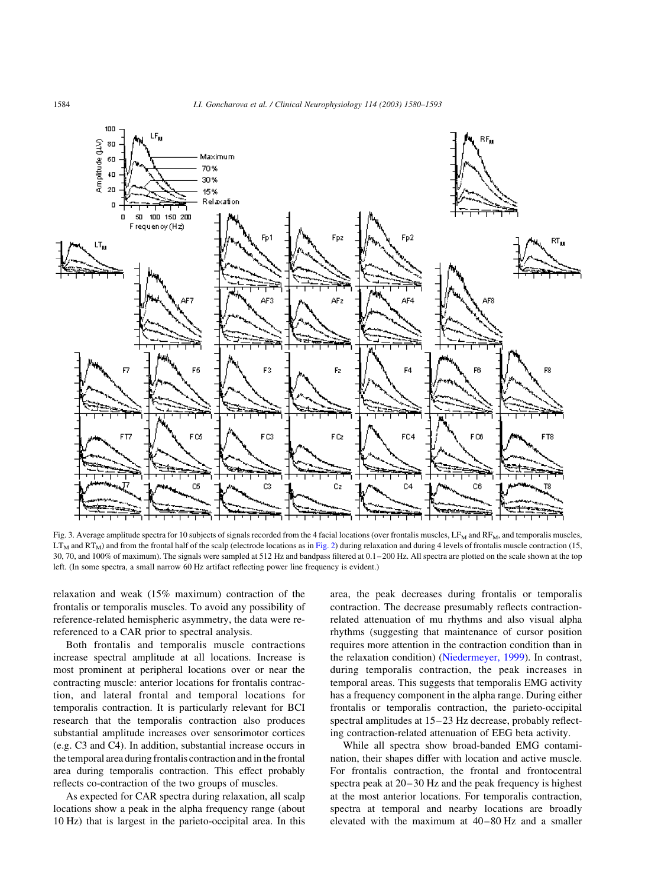Fig. 3. Average amplitude spectra for 10 subjects of signals recorded from the 4 facial locations (over frontalis muscles, $LF_M$ and $RF_M$, and temporalis muscles, $LT_M$ and $RT_M$) and from the frontal half of the scalp (electrode locations as in Fig. 2) during relaxation and during 4 levels of frontalis muscle contraction (15, 30, 70, and 100% of maximum). The signals were sampled at 512 Hz and bandpass filtered at 0.1–200 Hz. All spectra are plotted on the scale shown at the top left. (In some spectra, a small narrow 60 Hz artifact reflecting power line frequency is evident.)

relaxation and weak (15% maximum) contraction of the frontalis or temporalis muscles. To avoid any possibility of reference-related hemispheric asymmetry, the data were re-referenced to a CAR prior to spectral analysis.

Both frontalis and temporalis muscle contractions increase spectral amplitude at all locations. Increase is most prominent at peripheral locations over or near the contracting muscle: anterior locations for frontalis contraction, and lateral frontal and temporal locations for temporalis contraction. It is particularly relevant for BCI research that the temporalis contraction also produces substantial amplitude increases over sensorimotor cortices (e.g. C3 and C4). In addition, substantial increase occurs in the temporal area during frontalis contraction and in the frontal area during temporalis contraction. This effect probably reflects co-contraction of the two groups of muscles.

As expected for CAR spectra during relaxation, all scalp locations show a peak in the alpha frequency range (about 10 Hz) that is largest in the parieto-occipital area. In this area, the peak decreases during frontalis or temporalis contraction. The decrease presumably reflects contraction-related attenuation of mu rhythms and also visual alpha rhythms (suggesting that maintenance of cursor position requires more attention in the contraction condition than in the relaxation condition) (Niedermeyer, 1999). In contrast, during temporalis contraction, the peak increases in temporal areas. This suggests that temporalis EMG activity has a frequency component in the alpha range. During either frontalis or temporalis contraction, the parieto-occipital spectral amplitudes at 15–23 Hz decrease, probably reflecting contraction-related attenuation of EEG beta activity.

While all spectra show broad-banded EMG contamination, their shapes differ with location and active muscle. For frontalis contraction, the frontal and frontocentral spectra peak at 20–30 Hz and the peak frequency is highest at the most anterior locations. For temporalis contraction, spectra at temporal and nearby locations are broadly elevated with the maximum at 40–80 Hz and a smaller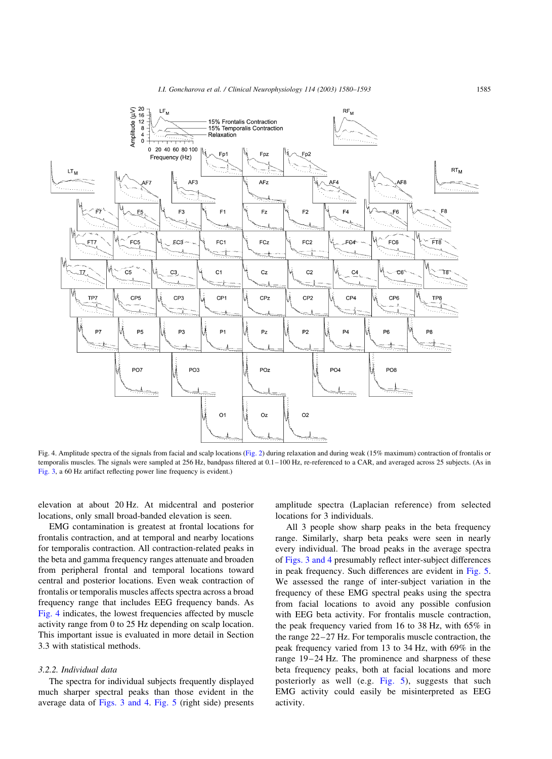Fig. 4. Amplitude spectra of the signals from facial and scalp locations (Fig. 2) during relaxation and during weak (15% maximum) contraction of frontalis or temporalis muscles. The signals were sampled at 256 Hz, bandpass filtered at 0.1–100 Hz, re-referenced to a CAR, and averaged across 25 subjects. (As in Fig. 3, a 60 Hz artifact reflecting power line frequency is evident.)

elevation at about 20 Hz. At midcentral and posterior locations, only small broad-banded elevation is seen.

EMG contamination is greatest at frontal locations for frontalis contraction, and at temporal and nearby locations for temporalis contraction. All contraction-related peaks in the beta and gamma frequency ranges attenuate and broaden from peripheral frontal and temporal locations toward central and posterior locations. Even weak contraction of frontalis or temporalis muscles affects spectra across a broad frequency range that includes EEG frequency bands. As Fig. 4 indicates, the lowest frequencies affected by muscle activity range from 0 to 25 Hz depending on scalp location. This important issue is evaluated in more detail in Section 3.3 with statistical methods.

### 3.2.2. Individual data

The spectra for individual subjects frequently displayed much sharper spectral peaks than those evident in the average data of Figs. 3 and 4. Fig. 5 (right side) presents amplitude spectra (Laplacian reference) from selected locations for 3 individuals.

All 3 people show sharp peaks in the beta frequency range. Similarly, sharp beta peaks were seen in nearly every individual. The broad peaks in the average spectra of Figs. 3 and 4 presumably reflect inter-subject differences in peak frequency. Such differences are evident in Fig. 5. We assessed the range of inter-subject variation in the frequency of these EMG spectral peaks using the spectra from facial locations to avoid any possible confusion with EEG beta activity. For frontalis muscle contraction, the peak frequency varied from 16 to 38 Hz, with 65% in the range 22–27 Hz. For temporalis muscle contraction, the peak frequency varied from 13 to 34 Hz, with 69% in the range 19–24 Hz. The prominence and sharpness of these beta frequency peaks, both at facial locations and more posteriorly as well (e.g. Fig. 5), suggests that such EMG activity could easily be misinterpreted as EEG activity.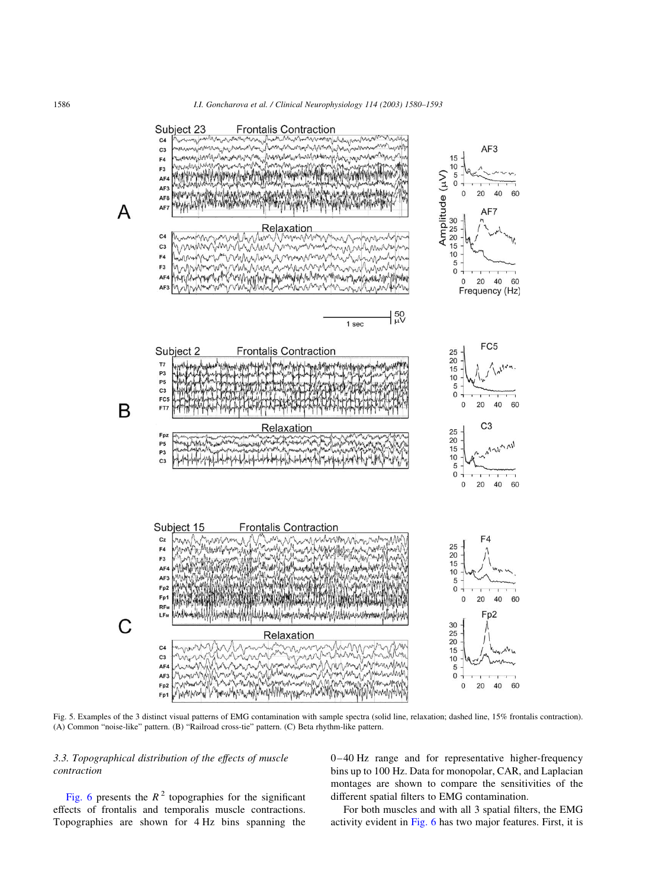Fig. 5. Examples of the 3 distinct visual patterns of EMG contamination with sample spectra (solid line, relaxation; dashed line, 15% frontalis contraction). (A) Common "noise-like" pattern. (B) "Railroad cross-tie" pattern. (C) Beta rhythm-like pattern.

### 3.3. Topographical distribution of the effects of muscle contraction

Fig. 6 presents the $R^2$ topographies for the significant effects of frontalis and temporalis muscle contractions. Topographies are shown for 4 Hz bins spanning the 0–40 Hz range and for representative higher-frequency bins up to 100 Hz. Data for monopolar, CAR, and Laplacian montages are shown to compare the sensitivities of the different spatial filters to EMG contamination.

For both muscles and with all 3 spatial filters, the EMG activity evident in Fig. 6 has two major features. First, it is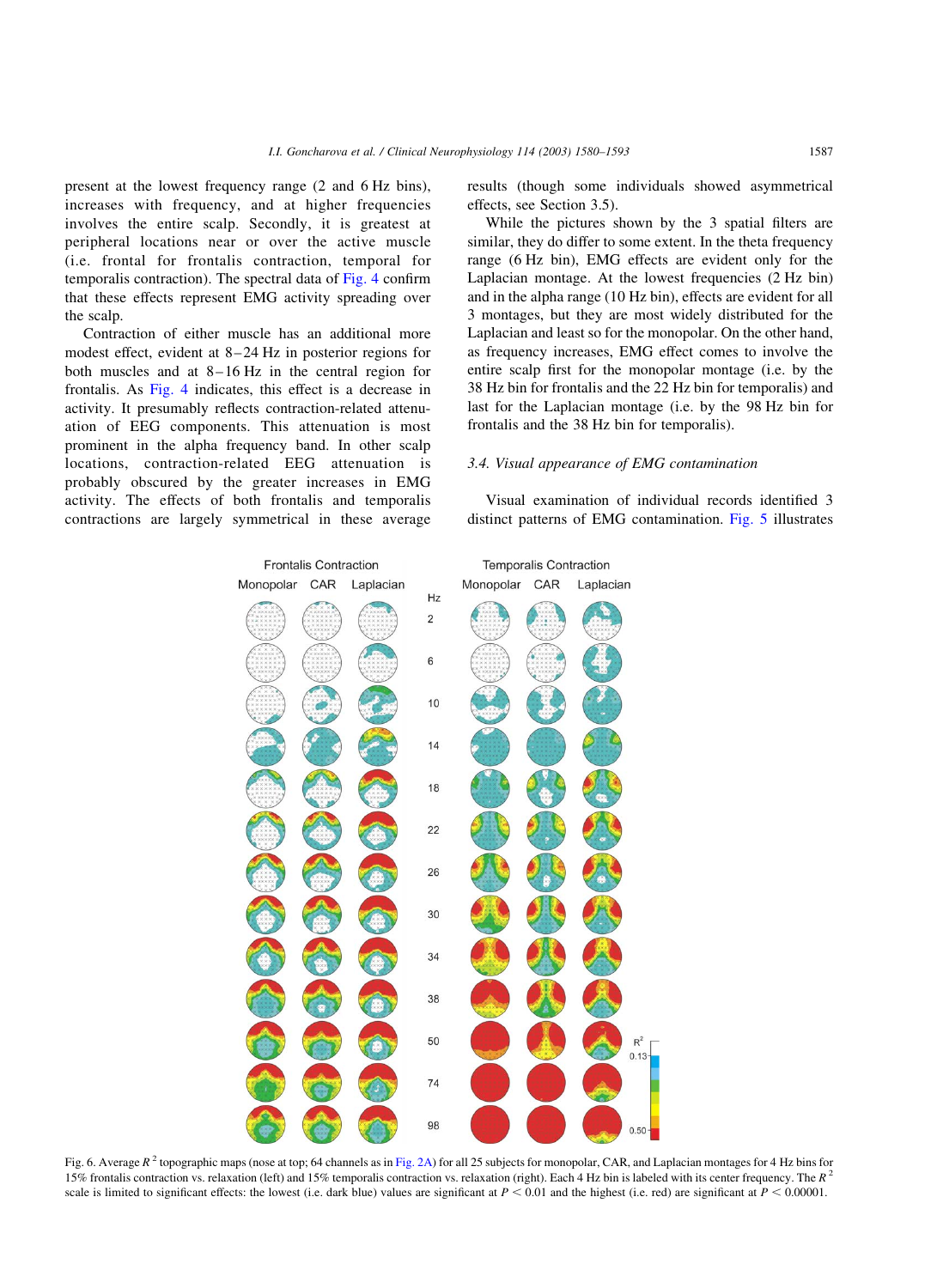present at the lowest frequency range (2 and 6 Hz bins), increases with frequency, and at higher frequencies involves the entire scalp. Secondly, it is greatest at peripheral locations near or over the active muscle (i.e. frontal for frontalis contraction, temporal for temporalis contraction). The spectral data of Fig. 4 confirm that these effects represent EMG activity spreading over the scalp.

Contraction of either muscle has an additional more modest effect, evident at 8–24 Hz in posterior regions for both muscles and at 8–16 Hz in the central region for frontalis. As Fig. 4 indicates, this effect is a decrease in activity. It presumably reflects contraction-related attenuation of EEG components. This attenuation is most prominent in the alpha frequency band. In other scalp locations, contraction-related EEG attenuation is probably obscured by the greater increases in EMG activity. The effects of both frontalis and temporalis contractions are largely symmetrical in these average results (though some individuals showed asymmetrical effects, see Section 3.5).

While the pictures shown by the 3 spatial filters are similar, they do differ to some extent. In the theta frequency range (6 Hz bin), EMG effects are evident only for the Laplacian montage. At the lowest frequencies (2 Hz bin) and in the alpha range (10 Hz bin), effects are evident for all 3 montages, but they are most widely distributed for the Laplacian and least so for the monopolar. On the other hand, as frequency increases, EMG effect comes to involve the entire scalp first for the monopolar montage (i.e. by the 38 Hz bin for frontalis and the 22 Hz bin for temporalis) and last for the Laplacian montage (i.e. by the 98 Hz bin for frontalis and the 38 Hz bin for temporalis).

### 3.4. Visual appearance of EMG contamination

Visual examination of individual records identified 3 distinct patterns of EMG contamination. Fig. 5 illustrates

Fig. 6. Average $R^2$ topographic maps (nose at top; 64 channels as in Fig. 2A) for all 25 subjects for monopolar, CAR, and Laplacian montages for 4 Hz bins for 15% frontalis contraction vs. relaxation (left) and 15% temporalis contraction vs. relaxation (right). Each 4 Hz bin is labeled with its center frequency. The $R^2$ scale is limited to significant effects: the lowest (i.e. dark blue) values are significant at $P < 0.01$ and the highest (i.e. red) are significant at $P < 0.00001$.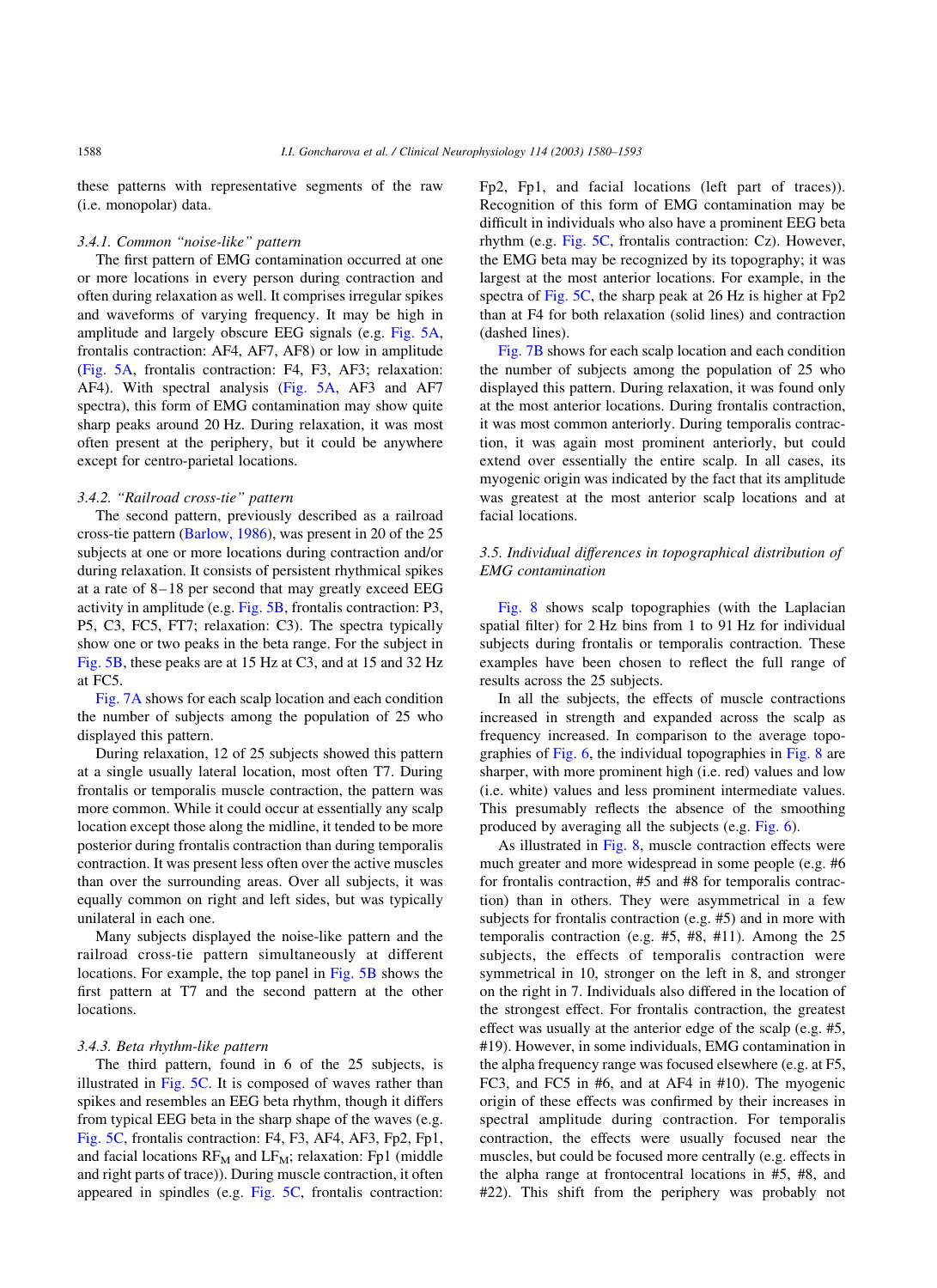these patterns with representative segments of the raw (i.e. monopolar) data.

#### 3.4.1. Common "noise-like" pattern

The first pattern of EMG contamination occurred at one or more locations in every person during contraction and often during relaxation as well. It comprises irregular spikes and waveforms of varying frequency. It may be high in amplitude and largely obscure EEG signals (e.g. Fig. 5A, frontalis contraction: AF4, AF7, AF8) or low in amplitude (Fig. 5A, frontalis contraction: F4, F3, AF3; relaxation: AF4). With spectral analysis (Fig. 5A, AF3 and AF7 spectra), this form of EMG contamination may show quite sharp peaks around 20 Hz. During relaxation, it was most often present at the periphery, but it could be anywhere except for centro-parietal locations.

#### 3.4.2. "Railroad cross-tie" pattern

The second pattern, previously described as a railroad cross-tie pattern (Barlow, 1986), was present in 20 of the 25 subjects at one or more locations during contraction and/or during relaxation. It consists of persistent rhythmical spikes at a rate of 8–18 per second that may greatly exceed EEG activity in amplitude (e.g. Fig. 5B, frontalis contraction: P3, P5, C3, FC5, FT7; relaxation: C3). The spectra typically show one or two peaks in the beta range. For the subject in Fig. 5B, these peaks are at 15 Hz at C3, and at 15 and 32 Hz at FC5.

Fig. 7A shows for each scalp location and each condition the number of subjects among the population of 25 who displayed this pattern.

During relaxation, 12 of 25 subjects showed this pattern at a single usually lateral location, most often T7. During frontalis or temporalis muscle contraction, the pattern was more common. While it could occur at essentially any scalp location except those along the midline, it tended to be more posterior during frontalis contraction than during temporalis contraction. It was present less often over the active muscles than over the surrounding areas. Over all subjects, it was equally common on right and left sides, but was typically unilateral in each one.

Many subjects displayed the noise-like pattern and the railroad cross-tie pattern simultaneously at different locations. For example, the top panel in Fig. 5B shows the first pattern at T7 and the second pattern at the other locations.

#### 3.4.3. Beta rhythm-like pattern

The third pattern, found in 6 of the 25 subjects, is illustrated in Fig. 5C. It is composed of waves rather than spikes and resembles an EEG beta rhythm, though it differs from typical EEG beta in the sharp shape of the waves (e.g. Fig. 5C, frontalis contraction: F4, F3, AF4, AF3, Fp2, Fp1, and facial locations $RF_M$ and $LF_M$; relaxation: Fp1 (middle and right parts of trace)). During muscle contraction, it often appeared in spindles (e.g. Fig. 5C, frontalis contraction: Fp2, Fp1, and facial locations (left part of traces)). Recognition of this form of EMG contamination may be difficult in individuals who also have a prominent EEG beta rhythm (e.g. Fig. 5C, frontalis contraction: Cz). However, the EMG beta may be recognized by its topography; it was largest at the most anterior locations. For example, in the spectra of Fig. 5C, the sharp peak at 26 Hz is higher at Fp2 than at F4 for both relaxation (solid lines) and contraction (dashed lines).

Fig. 7B shows for each scalp location and each condition the number of subjects among the population of 25 who displayed this pattern. During relaxation, it was found only at the most anterior locations. During frontalis contraction, it was most common anteriorly. During temporalis contraction, it was again most prominent anteriorly, but could extend over essentially the entire scalp. In all cases, its myogenic origin was indicated by the fact that its amplitude was greatest at the most anterior scalp locations and at facial locations.

### 3.5. Individual differences in topographical distribution of EMG contamination

Fig. 8 shows scalp topographies (with the Laplacian spatial filter) for 2 Hz bins from 1 to 91 Hz for individual subjects during frontalis or temporalis contraction. These examples have been chosen to reflect the full range of results across the 25 subjects.

In all the subjects, the effects of muscle contractions increased in strength and expanded across the scalp as frequency increased. In comparison to the average topographies of Fig. 6, the individual topographies in Fig. 8 are sharper, with more prominent high (i.e. red) values and low (i.e. white) values and less prominent intermediate values. This presumably reflects the absence of the smoothing produced by averaging all the subjects (e.g. Fig. 6).

As illustrated in Fig. 8, muscle contraction effects were much greater and more widespread in some people (e.g. #6 for frontalis contraction, #5 and #8 for temporalis contraction) than in others. They were asymmetrical in a few subjects for frontalis contraction (e.g. #5) and in more with temporalis contraction (e.g. #5, #8, #11). Among the 25 subjects, the effects of temporalis contraction were symmetrical in 10, stronger on the left in 8, and stronger on the right in 7. Individuals also differed in the location of the strongest effect. For frontalis contraction, the greatest effect was usually at the anterior edge of the scalp (e.g. #5, #19). However, in some individuals, EMG contamination in the alpha frequency range was focused elsewhere (e.g. at F5, FC3, and FC5 in #6, and at AF4 in #10). The myogenic origin of these effects was confirmed by their increases in spectral amplitude during contraction. For temporalis contraction, the effects were usually focused near the muscles, but could be focused more centrally (e.g. effects in the alpha range at frontocentral locations in #5, #8, and #22). This shift from the periphery was probably not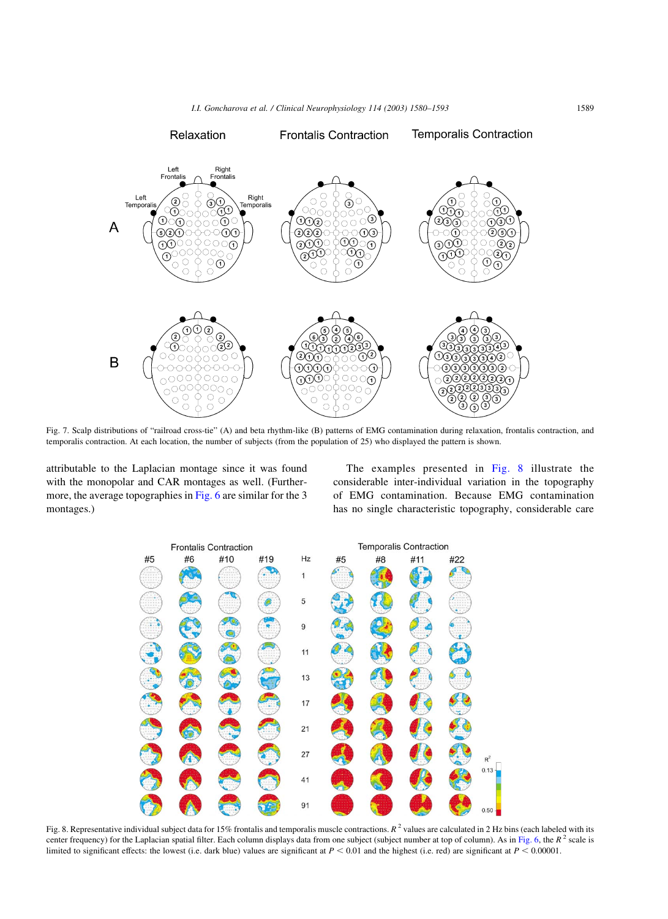Fig. 7. Scalp distributions of "railroad cross-tie" (A) and beta rhythm-like (B) patterns of EMG contamination during relaxation, frontalis contraction, and temporalis contraction. At each location, the number of subjects (from the population of 25) who displayed the pattern is shown.

attributable to the Laplacian montage since it was found with the monopolar and CAR montages as well. (Furthermore, the average topographies in Fig. 6 are similar for the 3 montages.)

The examples presented in Fig. 8 illustrate the considerable inter-individual variation in the topography of EMG contamination. Because EMG contamination has no single characteristic topography, considerable care

Fig. 8. Representative individual subject data for 15% frontalis and temporalis muscle contractions. $R^2$ values are calculated in 2 Hz bins (each labeled with its center frequency) for the Laplacian spatial filter. Each column displays data from one subject (subject number at top of column). As in Fig. 6, the $R^2$ scale is limited to significant effects: the lowest (i.e. dark blue) values are significant at $P < 0.01$ and the highest (i.e. red) are significant at $P < 0.00001$.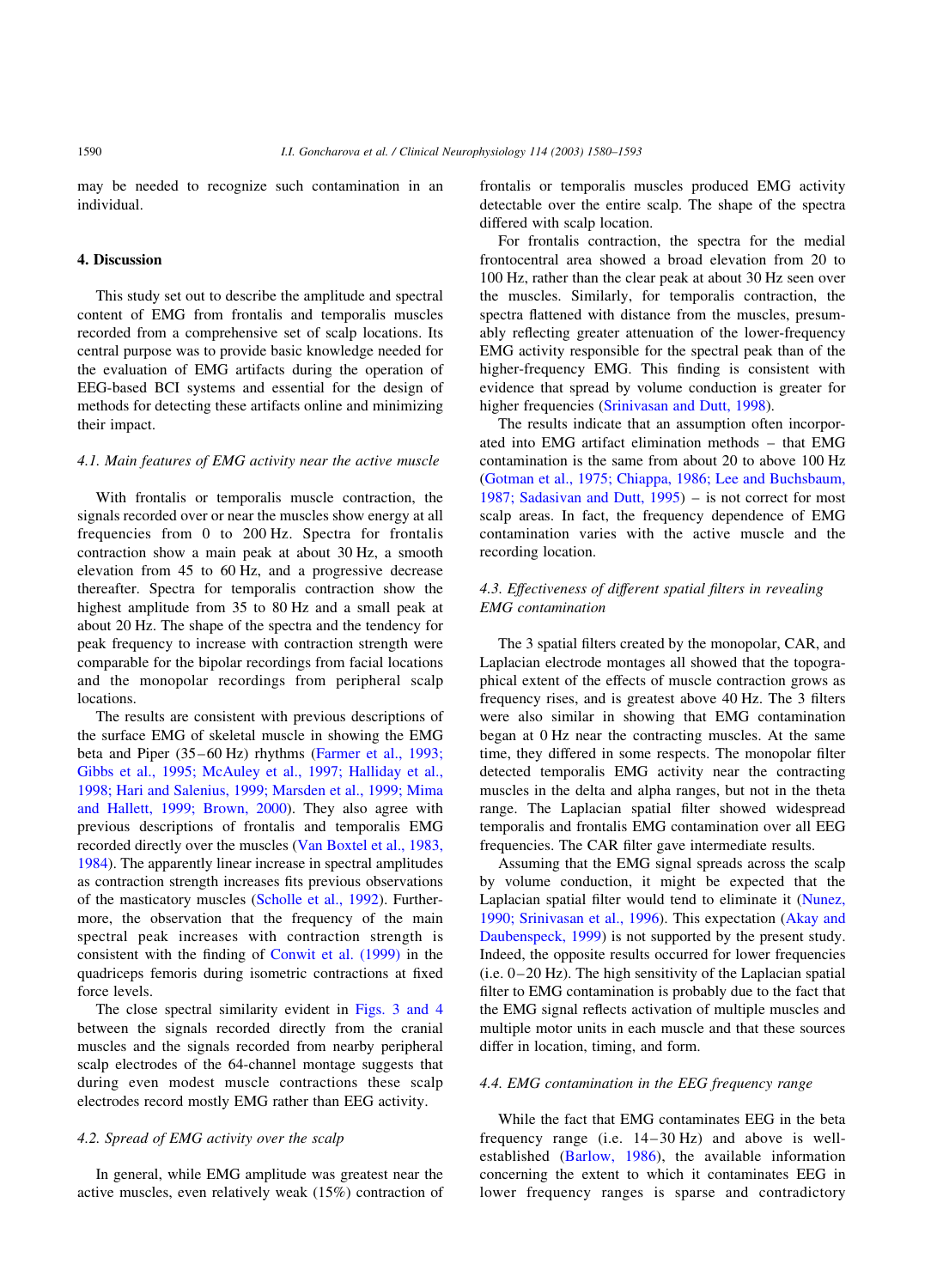may be needed to recognize such contamination in an individual.

## 4. Discussion

This study set out to describe the amplitude and spectral content of EMG from frontalis and temporalis muscles recorded from a comprehensive set of scalp locations. Its central purpose was to provide basic knowledge needed for the evaluation of EMG artifacts during the operation of EEG-based BCI systems and essential for the design of methods for detecting these artifacts online and minimizing their impact.

### *4.1. Main features of EMG activity near the active muscle*

With frontalis or temporalis muscle contraction, the signals recorded over or near the muscles show energy at all frequencies from 0 to 200 Hz. Spectra for frontalis contraction show a main peak at about 30 Hz, a smooth elevation from 45 to 60 Hz, and a progressive decrease thereafter. Spectra for temporalis contraction show the highest amplitude from 35 to 80 Hz and a small peak at about 20 Hz. The shape of the spectra and the tendency for peak frequency to increase with contraction strength were comparable for the bipolar recordings from facial locations and the monopolar recordings from peripheral scalp locations.

The results are consistent with previous descriptions of the surface EMG of skeletal muscle in showing the EMG beta and Piper (35–60 Hz) rhythms (Farmer et al., 1993; Gibbs et al., 1995; McAuley et al., 1997; Halliday et al., 1998; Hari and Salenius, 1999; Marsden et al., 1999; Mima and Hallett, 1999; Brown, 2000). They also agree with previous descriptions of frontalis and temporalis EMG recorded directly over the muscles (Van Boxtel et al., 1983, 1984). The apparently linear increase in spectral amplitudes as contraction strength increases fits previous observations of the masticatory muscles (Scholle et al., 1992). Furthermore, the observation that the frequency of the main spectral peak increases with contraction strength is consistent with the finding of Conwit et al. (1999) in the quadriceps femoris during isometric contractions at fixed force levels.

The close spectral similarity evident in Figs. 3 and 4 between the signals recorded directly from the cranial muscles and the signals recorded from nearby peripheral scalp electrodes of the 64-channel montage suggests that during even modest muscle contractions these scalp electrodes record mostly EMG rather than EEG activity.

### *4.2. Spread of EMG activity over the scalp*

In general, while EMG amplitude was greatest near the active muscles, even relatively weak (15%) contraction of frontalis or temporalis muscles produced EMG activity detectable over the entire scalp. The shape of the spectra differed with scalp location.

For frontalis contraction, the spectra for the medial frontocentral area showed a broad elevation from 20 to 100 Hz, rather than the clear peak at about 30 Hz seen over the muscles. Similarly, for temporalis contraction, the spectra flattened with distance from the muscles, presumably reflecting greater attenuation of the lower-frequency EMG activity responsible for the spectral peak than of the higher-frequency EMG. This finding is consistent with evidence that spread by volume conduction is greater for higher frequencies (Srinivasan and Dutt, 1998).

The results indicate that an assumption often incorporated into EMG artifact elimination methods – that EMG contamination is the same from about 20 to above 100 Hz (Gotman et al., 1975; Chiappa, 1986; Lee and Buchsbaum, 1987; Sadasivan and Dutt, 1995) – is not correct for most scalp areas. In fact, the frequency dependence of EMG contamination varies with the active muscle and the recording location.

### *4.3. Effectiveness of different spatial filters in revealing EMG contamination*

The 3 spatial filters created by the monopolar, CAR, and Laplacian electrode montages all showed that the topographical extent of the effects of muscle contraction grows as frequency rises, and is greatest above 40 Hz. The 3 filters were also similar in showing that EMG contamination began at 0 Hz near the contracting muscles. At the same time, they differed in some respects. The monopolar filter detected temporalis EMG activity near the contracting muscles in the delta and alpha ranges, but not in the theta range. The Laplacian spatial filter showed widespread temporalis and frontalis EMG contamination over all EEG frequencies. The CAR filter gave intermediate results.

Assuming that the EMG signal spreads across the scalp by volume conduction, it might be expected that the Laplacian spatial filter would tend to eliminate it (Nunez, 1990; Srinivasan et al., 1996). This expectation (Akay and Daubenspeck, 1999) is not supported by the present study. Indeed, the opposite results occurred for lower frequencies (i.e. 0–20 Hz). The high sensitivity of the Laplacian spatial filter to EMG contamination is probably due to the fact that the EMG signal reflects activation of multiple muscles and multiple motor units in each muscle and that these sources differ in location, timing, and form.

### *4.4. EMG contamination in the EEG frequency range*

While the fact that EMG contaminates EEG in the beta frequency range (i.e. 14–30 Hz) and above is well-established (Barlow, 1986), the available information concerning the extent to which it contaminates EEG in lower frequency ranges is sparse and contradictory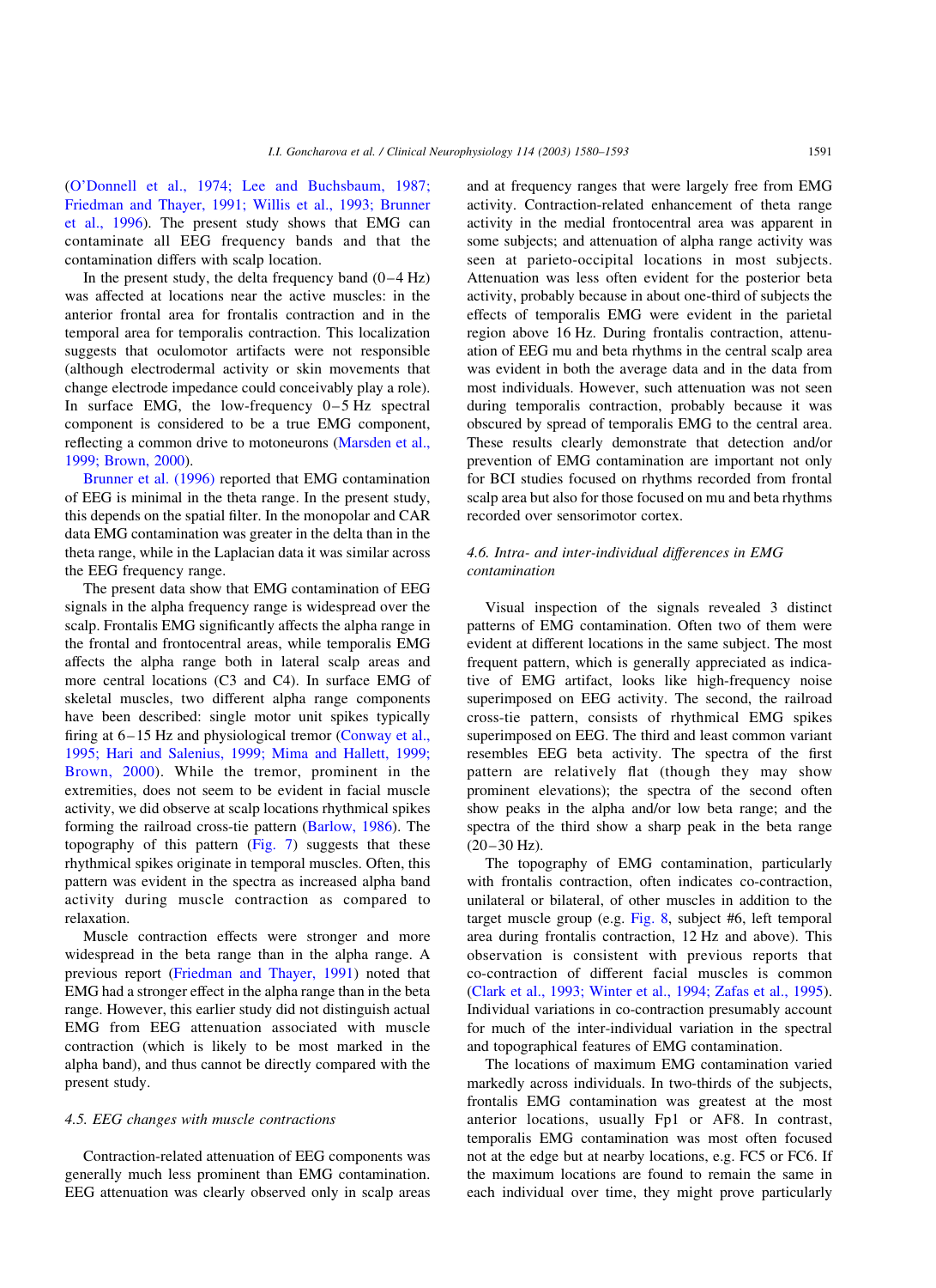(O'Donnell et al., 1974; Lee and Buchsbaum, 1987; Friedman and Thayer, 1991; Willis et al., 1993; Brunner et al., 1996). The present study shows that EMG can contaminate all EEG frequency bands and that the contamination differs with scalp location.

In the present study, the delta frequency band (0–4 Hz) was affected at locations near the active muscles: in the anterior frontal area for frontalis contraction and in the temporal area for temporalis contraction. This localization suggests that oculomotor artifacts were not responsible (although electrodermal activity or skin movements that change electrode impedance could conceivably play a role). In surface EMG, the low-frequency 0–5 Hz spectral component is considered to be a true EMG component, reflecting a common drive to motoneurons (Marsden et al., 1999; Brown, 2000).

Brunner et al. (1996) reported that EMG contamination of EEG is minimal in the theta range. In the present study, this depends on the spatial filter. In the monopolar and CAR data EMG contamination was greater in the delta than in the theta range, while in the Laplacian data it was similar across the EEG frequency range.

The present data show that EMG contamination of EEG signals in the alpha frequency range is widespread over the scalp. Frontalis EMG significantly affects the alpha range in the frontal and frontocentral areas, while temporalis EMG affects the alpha range both in lateral scalp areas and more central locations (C3 and C4). In surface EMG of skeletal muscles, two different alpha range components have been described: single motor unit spikes typically firing at 6–15 Hz and physiological tremor (Conway et al., 1995; Hari and Salenius, 1999; Mima and Hallett, 1999; Brown, 2000). While the tremor, prominent in the extremities, does not seem to be evident in facial muscle activity, we did observe at scalp locations rhythmical spikes forming the railroad cross-tie pattern (Barlow, 1986). The topography of this pattern (Fig. 7) suggests that these rhythmical spikes originate in temporal muscles. Often, this pattern was evident in the spectra as increased alpha band activity during muscle contraction as compared to relaxation.

Muscle contraction effects were stronger and more widespread in the beta range than in the alpha range. A previous report (Friedman and Thayer, 1991) noted that EMG had a stronger effect in the alpha range than in the beta range. However, this earlier study did not distinguish actual EMG from EEG attenuation associated with muscle contraction (which is likely to be most marked in the alpha band), and thus cannot be directly compared with the present study.

### *4.5. EEG changes with muscle contractions*

Contraction-related attenuation of EEG components was generally much less prominent than EMG contamination. EEG attenuation was clearly observed only in scalp areas and at frequency ranges that were largely free from EMG activity. Contraction-related enhancement of theta range activity in the medial frontocentral area was apparent in some subjects; and attenuation of alpha range activity was seen at parieto-occipital locations in most subjects. Attenuation was less often evident for the posterior beta activity, probably because in about one-third of subjects the effects of temporalis EMG were evident in the parietal region above 16 Hz. During frontalis contraction, attenuation of EEG mu and beta rhythms in the central scalp area was evident in both the average data and in the data from most individuals. However, such attenuation was not seen during temporalis contraction, probably because it was obscured by spread of temporalis EMG to the central area. These results clearly demonstrate that detection and/or prevention of EMG contamination are important not only for BCI studies focused on rhythms recorded from frontal scalp area but also for those focused on mu and beta rhythms recorded over sensorimotor cortex.

### *4.6. Intra- and inter-individual differences in EMG contamination*

Visual inspection of the signals revealed 3 distinct patterns of EMG contamination. Often two of them were evident at different locations in the same subject. The most frequent pattern, which is generally appreciated as indicative of EMG artifact, looks like high-frequency noise superimposed on EEG activity. The second, the railroad cross-tie pattern, consists of rhythmical EMG spikes superimposed on EEG. The third and least common variant resembles EEG beta activity. The spectra of the first pattern are relatively flat (though they may show prominent elevations); the spectra of the second often show peaks in the alpha and/or low beta range; and the spectra of the third show a sharp peak in the beta range (20–30 Hz).

The topography of EMG contamination, particularly with frontalis contraction, often indicates co-contraction, unilateral or bilateral, of other muscles in addition to the target muscle group (e.g. Fig. 8, subject #6, left temporal area during frontalis contraction, 12 Hz and above). This observation is consistent with previous reports that co-contraction of different facial muscles is common (Clark et al., 1993; Winter et al., 1994; Zafas et al., 1995). Individual variations in co-contraction presumably account for much of the inter-individual variation in the spectral and topographical features of EMG contamination.

The locations of maximum EMG contamination varied markedly across individuals. In two-thirds of the subjects, frontalis EMG contamination was greatest at the most anterior locations, usually Fp1 or AF8. In contrast, temporalis EMG contamination was most often focused not at the edge but at nearby locations, e.g. FC5 or FC6. If the maximum locations are found to remain the same in each individual over time, they might prove particularly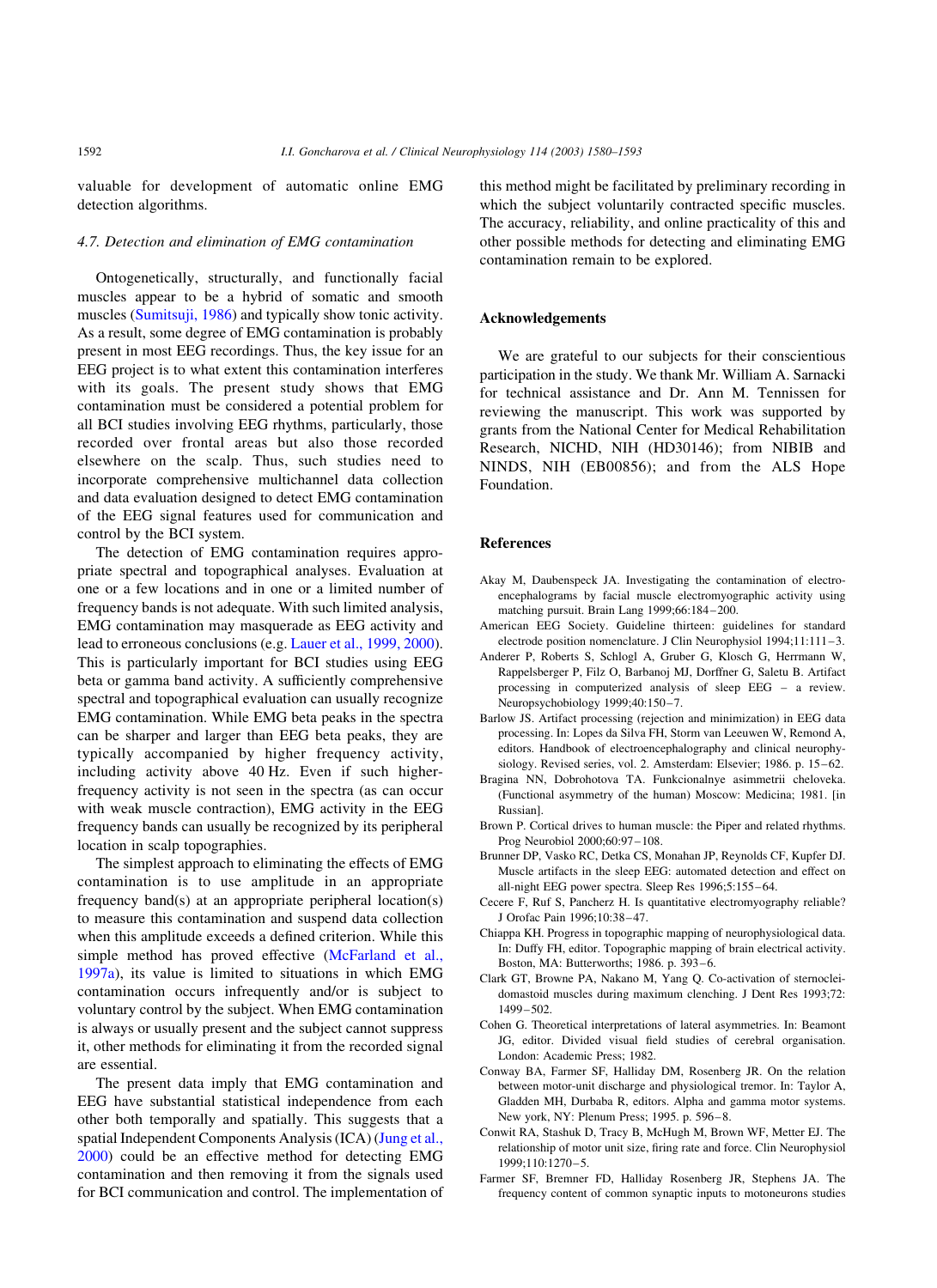valuable for development of automatic online EMG detection algorithms.

### 4.7. Detection and elimination of EMG contamination

Ontogenetically, structurally, and functionally facial muscles appear to be a hybrid of somatic and smooth muscles (Sumitsuji, 1986) and typically show tonic activity. As a result, some degree of EMG contamination is probably present in most EEG recordings. Thus, the key issue for an EEG project is to what extent this contamination interferes with its goals. The present study shows that EMG contamination must be considered a potential problem for all BCI studies involving EEG rhythms, particularly, those recorded over frontal areas but also those recorded elsewhere on the scalp. Thus, such studies need to incorporate comprehensive multichannel data collection and data evaluation designed to detect EMG contamination of the EEG signal features used for communication and control by the BCI system.

The detection of EMG contamination requires appropriate spectral and topographical analyses. Evaluation at one or a few locations and in one or a limited number of frequency bands is not adequate. With such limited analysis, EMG contamination may masquerade as EEG activity and lead to erroneous conclusions (e.g. Lauer et al., 1999, 2000). This is particularly important for BCI studies using EEG beta or gamma band activity. A sufficiently comprehensive spectral and topographical evaluation can usually recognize EMG contamination. While EMG beta peaks in the spectra can be sharper and larger than EEG beta peaks, they are typically accompanied by higher frequency activity, including activity above 40 Hz. Even if such higher-frequency activity is not seen in the spectra (as can occur with weak muscle contraction), EMG activity in the EEG frequency bands can usually be recognized by its peripheral location in scalp topographies.

The simplest approach to eliminating the effects of EMG contamination is to use amplitude in an appropriate frequency band(s) at an appropriate peripheral location(s) to measure this contamination and suspend data collection when this amplitude exceeds a defined criterion. While this simple method has proved effective (McFarland et al., 1997a), its value is limited to situations in which EMG contamination occurs infrequently and/or is subject to voluntary control by the subject. When EMG contamination is always or usually present and the subject cannot suppress it, other methods for eliminating it from the recorded signal are essential.

The present data imply that EMG contamination and EEG have substantial statistical independence from each other both temporally and spatially. This suggests that a spatial Independent Components Analysis (ICA) (Jung et al., 2000) could be an effective method for detecting EMG contamination and then removing it from the signals used for BCI communication and control. The implementation of this method might be facilitated by preliminary recording in which the subject voluntarily contracted specific muscles. The accuracy, reliability, and online practicality of this and other possible methods for detecting and eliminating EMG contamination remain to be explored.

## Acknowledgements

We are grateful to our subjects for their conscientious participation in the study. We thank Mr. William A. Sarnacki for technical assistance and Dr. Ann M. Tennissen for reviewing the manuscript. This work was supported by grants from the National Center for Medical Rehabilitation Research, NICHD, NIH (HD30146); from NIBIB and NINDS, NIH (EB00856); and from the ALS Hope Foundation.

## References

Akay M, Daubenspeck JA. Investigating the contamination of electroencephalograms by facial muscle electromyographic activity using matching pursuit. Brain Lang 1999;66:184–200.

American EEG Society. Guideline thirteen: guidelines for standard electrode position nomenclature. J Clin Neurophysiol 1994;11:111–3.

Anderer P, Roberts S, Schlogl A, Gruber G, Klosch G, Herrmann W, Rappelsberger P, Filz O, Barbanoj MJ, Dorffner G, Saletu B. Artifact processing in computerized analysis of sleep EEG – a review. Neuropsychobiology 1999;40:150–7.

Barlow JS. Artifact processing (rejection and minimization) in EEG data processing. In: Lopes da Silva FH, Storm van Leeuwen W, Remond A, editors. Handbook of electroencephalography and clinical neurophysiology. Revised series, vol. 2. Amsterdam: Elsevier; 1986. p. 15–62.

Bragina NN, Dobrohotova TA. Funkcionalnye asimmetrii cheloveka. (Functional asymmetry of the human) Moscow: Medicina; 1981. [in Russian].

Brown P. Cortical drives to human muscle: the Piper and related rhythms. Prog Neurobiol 2000;60:97–108.

Brunner DP, Vasko RC, Detka CS, Monahan JP, Reynolds CF, Kupfer DJ. Muscle artifacts in the sleep EEG: automated detection and effect on all-night EEG power spectra. Sleep Res 1996;5:155–64.

Cecere F, Ruf S, Pancherz H. Is quantitative electromyography reliable? J Orofac Pain 1996;10:38–47.

Chiappa KH. Progress in topographic mapping of neurophysiological data. In: Duffy FH, editor. Topographic mapping of brain electrical activity. Boston, MA: Butterworths; 1986. p. 393–6.

Clark GT, Browne PA, Nakano M, Yang Q. Co-activation of sternocleidomastoid muscles during maximum clenching. J Dent Res 1993;72:1499–502.

Cohen G. Theoretical interpretations of lateral asymmetries. In: Beamont JG, editor. Divided visual field studies of cerebral organisation. London: Academic Press; 1982.

Conway BA, Farmer SF, Halliday DM, Rosenberg JR. On the relation between motor-unit discharge and physiological tremor. In: Taylor A, Gladden MH, Durbaba R, editors. Alpha and gamma motor systems. New york, NY: Plenum Press; 1995. p. 596–8.

Conwit RA, Stashuk D, Tracy B, McHugh M, Brown WF, Metter EJ. The relationship of motor unit size, firing rate and force. Clin Neurophysiol 1999;110:1270–5.

Farmer SF, Bremner FD, Halliday Rosenberg JR, Stephens JA. The frequency content of common synaptic inputs to motoneurons studies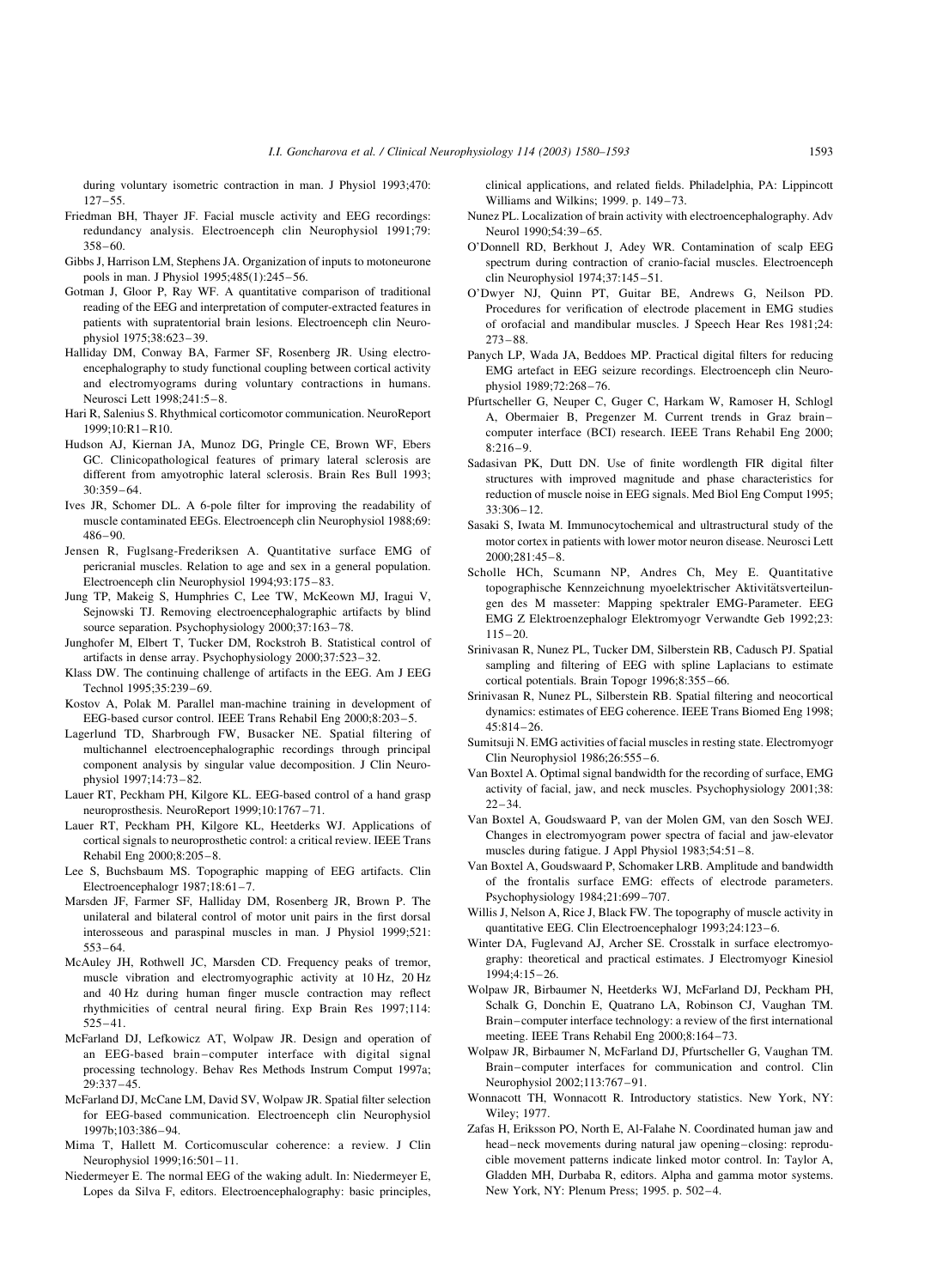during voluntary isometric contraction in man. J Physiol 1993;470: 127–55.

Friedman BH, Thayer JF. Facial muscle activity and EEG recordings: redundancy analysis. Electroenceph clin Neurophysiol 1991;79: 358–60.

Gibbs J, Harrison LM, Stephens JA. Organization of inputs to motoneurone pools in man. J Physiol 1995;485(1):245–56.

Gotman J, Gloor P, Ray WF. A quantitative comparison of traditional reading of the EEG and interpretation of computer-extracted features in patients with supratentorial brain lesions. Electroenceph clin Neurophysiol 1975;38:623–39.

Halliday DM, Conway BA, Farmer SF, Rosenberg JR. Using electroencephalography to study functional coupling between cortical activity and electromyograms during voluntary contractions in humans. Neurosci Lett 1998;241:5–8.

Hari R, Salenius S. Rhythmical corticomotor communication. NeuroReport 1999;10:R1–R10.

Hudson AJ, Kiernan JA, Munoz DG, Pringle CE, Brown WF, Ebers GC. Clinicopathological features of primary lateral sclerosis are different from amyotrophic lateral sclerosis. Brain Res Bull 1993; 30:359–64.

Ives JR, Schomer DL. A 6-pole filter for improving the readability of muscle contaminated EEGs. Electroenceph clin Neurophysiol 1988;69: 486–90.

Jensen R, Fuglsang-Frederiksen A. Quantitative surface EMG of pericranial muscles. Relation to age and sex in a general population. Electroenceph clin Neurophysiol 1994;93:175–83.

Jung TP, Makeig S, Humphries C, Lee TW, McKeown MJ, Iragui V, Sejnowski TJ. Removing electroencephalographic artifacts by blind source separation. Psychophysiology 2000;37:163–78.

Junghofer M, Elbert T, Tucker DM, Rockstroh B. Statistical control of artifacts in dense array. Psychophysiology 2000;37:523–32.

Klass DW. The continuing challenge of artifacts in the EEG. Am J EEG Technol 1995;35:239–69.

Kostov A, Polak M. Parallel man-machine training in development of EEG-based cursor control. IEEE Trans Rehabil Eng 2000;8:203–5.

Lagerlund TD, Sharbrough FW, Busacker NE. Spatial filtering of multichannel electroencephalographic recordings through principal component analysis by singular value decomposition. J Clin Neurophysiol 1997;14:73–82.

Lauer RT, Peckham PH, Kilgore KL. EEG-based control of a hand grasp neuroprosthesis. NeuroReport 1999;10:1767–71.

Lauer RT, Peckham PH, Kilgore KL, Heetderks WJ. Applications of cortical signals to neuroprosthetic control: a critical review. IEEE Trans Rehabil Eng 2000;8:205–8.

Lee S, Buchsbaum MS. Topographic mapping of EEG artifacts. Clin Electroencephalogr 1987;18:61–7.

Marsden JF, Farmer SF, Halliday DM, Rosenberg JR, Brown P. The unilateral and bilateral control of motor unit pairs in the first dorsal interosseous and paraspinal muscles in man. J Physiol 1999;521: 553–64.

McAuley JH, Rothwell JC, Marsden CD. Frequency peaks of tremor, muscle vibration and electromyographic activity at 10 Hz, 20 Hz and 40 Hz during human finger muscle contraction may reflect rhythmicities of central neural firing. Exp Brain Res 1997;114: 525–41.

McFarland DJ, Lefkowicz AT, Wolpaw JR. Design and operation of an EEG-based brain–computer interface with digital signal processing technology. Behav Res Methods Instrum Comput 1997a; 29:337–45.

McFarland DJ, McCane LM, David SV, Wolpaw JR. Spatial filter selection for EEG-based communication. Electroenceph clin Neurophysiol 1997b;103:386–94.

Mima T, Hallett M. Corticomuscular coherence: a review. J Clin Neurophysiol 1999;16:501–11.

Niedermeyer E. The normal EEG of the waking adult. In: Niedermeyer E, Lopes da Silva F, editors. Electroencephalography: basic principles, clinical applications, and related fields. Philadelphia, PA: Lippincott Williams and Wilkins; 1999. p. 149–73.

Nunez PL. Localization of brain activity with electroencephalography. Adv Neurol 1990;54:39–65.

O'Donnell RD, Berkhout J, Adey WR. Contamination of scalp EEG spectrum during contraction of cranio-facial muscles. Electroenceph clin Neurophysiol 1974;37:145–51.

O'Dwyer NJ, Quinn PT, Guitar BE, Andrews G, Neilson PD. Procedures for verification of electrode placement in EMG studies of orofacial and mandibular muscles. J Speech Hear Res 1981;24: 273–88.

Panych LP, Wada JA, Beddoes MP. Practical digital filters for reducing EMG artefact in EEG seizure recordings. Electroenceph clin Neurophysiol 1989;72:268–76.

Pfurtscheller G, Neuper C, Guger C, Harkam W, Ramoser H, Schlogl A, Obermaier B, Pregenzer M. Current trends in Graz brain–computer interface (BCI) research. IEEE Trans Rehabil Eng 2000; 8:216–9.

Sadasivan PK, Dutt DN. Use of finite wordlength FIR digital filter structures with improved magnitude and phase characteristics for reduction of muscle noise in EEG signals. Med Biol Eng Comput 1995; 33:306–12.

Sasaki S, Iwata M. Immunocytochemical and ultrastructural study of the motor cortex in patients with lower motor neuron disease. Neurosci Lett 2000;281:45–8.

Scholle HCh, Scumann NP, Andres Ch, Mey E. Quantitative topographische Kennzeichnung myoelektrischer Aktivitätsverteilungen des M masseter: Mapping spektraler EMG-Parameter. EEG EMG Z Elektroenzephalogr Elektromyogr Verwandte Geb 1992;23: 115–20.

Srinivasan R, Nunez PL, Tucker DM, Silberstein RB, Cadusch PJ. Spatial sampling and filtering of EEG with spline Laplacians to estimate cortical potentials. Brain Topogr 1996;8:355–66.

Srinivasan R, Nunez PL, Silberstein RB. Spatial filtering and neocortical dynamics: estimates of EEG coherence. IEEE Trans Biomed Eng 1998; 45:814–26.

Sumitsuji N. EMG activities of facial muscles in resting state. Electromyogr Clin Neurophysiol 1986;26:555–6.

Van Boxtel A. Optimal signal bandwidth for the recording of surface, EMG activity of facial, jaw, and neck muscles. Psychophysiology 2001;38: 22–34.

Van Boxtel A, Goudswaard P, van der Molen GM, van den Sosch WEJ. Changes in electromyogram power spectra of facial and jaw-elevator muscles during fatigue. J Appl Physiol 1983;54:51–8.

Van Boxtel A, Goudswaard P, Schomaker LRB. Amplitude and bandwidth of the frontalis surface EMG: effects of electrode parameters. Psychophysiology 1984;21:699–707.

Willis J, Nelson A, Rice J, Black FW. The topography of muscle activity in quantitative EEG. Clin Electroencephalogr 1993;24:123–6.

Winter DA, Fuglevand AJ, Archer SE. Crosstalk in surface electromyography: theoretical and practical estimates. J Electromyogr Kinesiol 1994;4:15–26.

Wolpaw JR, Birbaumer N, Heetderks WJ, McFarland DJ, Peckham PH, Schalk G, Donchin E, Quatrano LA, Robinson CJ, Vaughan TM. Brain–computer interface technology: a review of the first international meeting. IEEE Trans Rehabil Eng 2000;8:164–73.

Wolpaw JR, Birbaumer N, McFarland DJ, Pfurtscheller G, Vaughan TM. Brain–computer interfaces for communication and control. Clin Neurophysiol 2002;113:767–91.

Wonnacott TH, Wonnacott R. Introductory statistics. New York, NY: Wiley; 1977.

Zafas H, Eriksson PO, North E, Al-Falahe N. Coordinated human jaw and head–neck movements during natural jaw opening–closing: reproducible movement patterns indicate linked motor control. In: Taylor A, Gladden MH, Durbaba R, editors. Alpha and gamma motor systems. New York, NY: Plenum Press; 1995. p. 502–4.